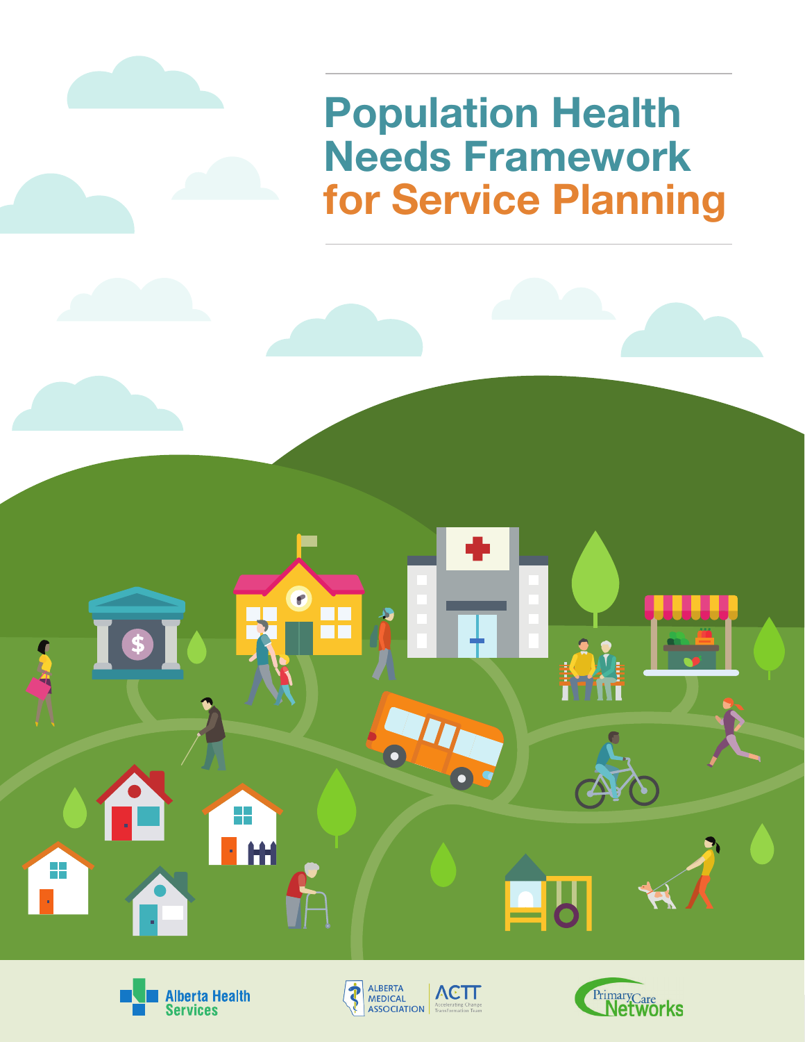# Population Health Needs Framework for Service Planning

Alberta Health Services

ALBERTA MEDICAL ASSOCIATION | ACTT Accelerating Change Transformation Team

Primary Care Networks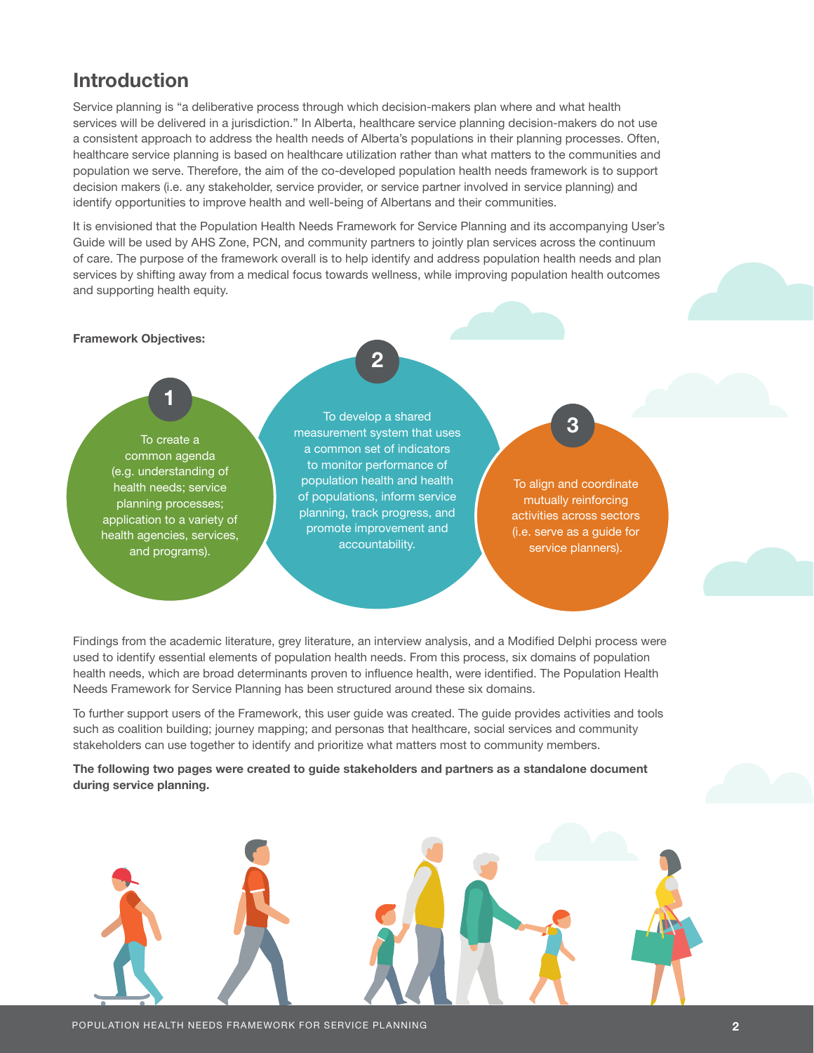## Introduction

Service planning is "a deliberative process through which decision-makers plan where and what health services will be delivered in a jurisdiction." In Alberta, healthcare service planning decision-makers do not use a consistent approach to address the health needs of Alberta's populations in their planning processes. Often, healthcare service planning is based on healthcare utilization rather than what matters to the communities and population we serve. Therefore, the aim of the co-developed population health needs framework is to support decision makers (i.e. any stakeholder, service provider, or service partner involved in service planning) and identify opportunities to improve health and well-being of Albertans and their communities.

It is envisioned that the Population Health Needs Framework for Service Planning and its accompanying User's Guide will be used by AHS Zone, PCN, and community partners to jointly plan services across the continuum of care. The purpose of the framework overall is to help identify and address population health needs and plan services by shifting away from a medical focus towards wellness, while improving population health outcomes and supporting health equity.

**Framework Objectives:**

1. To create a common agenda (e.g. understanding of health needs; service planning processes; application to a variety of health agencies, services, and programs).
2. To develop a shared measurement system that uses a common set of indicators to monitor performance of population health and health of populations, inform service planning, track progress, and promote improvement and accountability.
3. To align and coordinate mutually reinforcing activities across sectors (i.e. serve as a guide for service planners).

Findings from the academic literature, grey literature, an interview analysis, and a Modified Delphi process were used to identify essential elements of population health needs. From this process, six domains of population health needs, which are broad determinants proven to influence health, were identified. The Population Health Needs Framework for Service Planning has been structured around these six domains.

To further support users of the Framework, this user guide was created. The guide provides activities and tools such as coalition building; journey mapping; and personas that healthcare, social services and community stakeholders can use together to identify and prioritize what matters most to community members.

**The following two pages were created to guide stakeholders and partners as a standalone document during service planning.**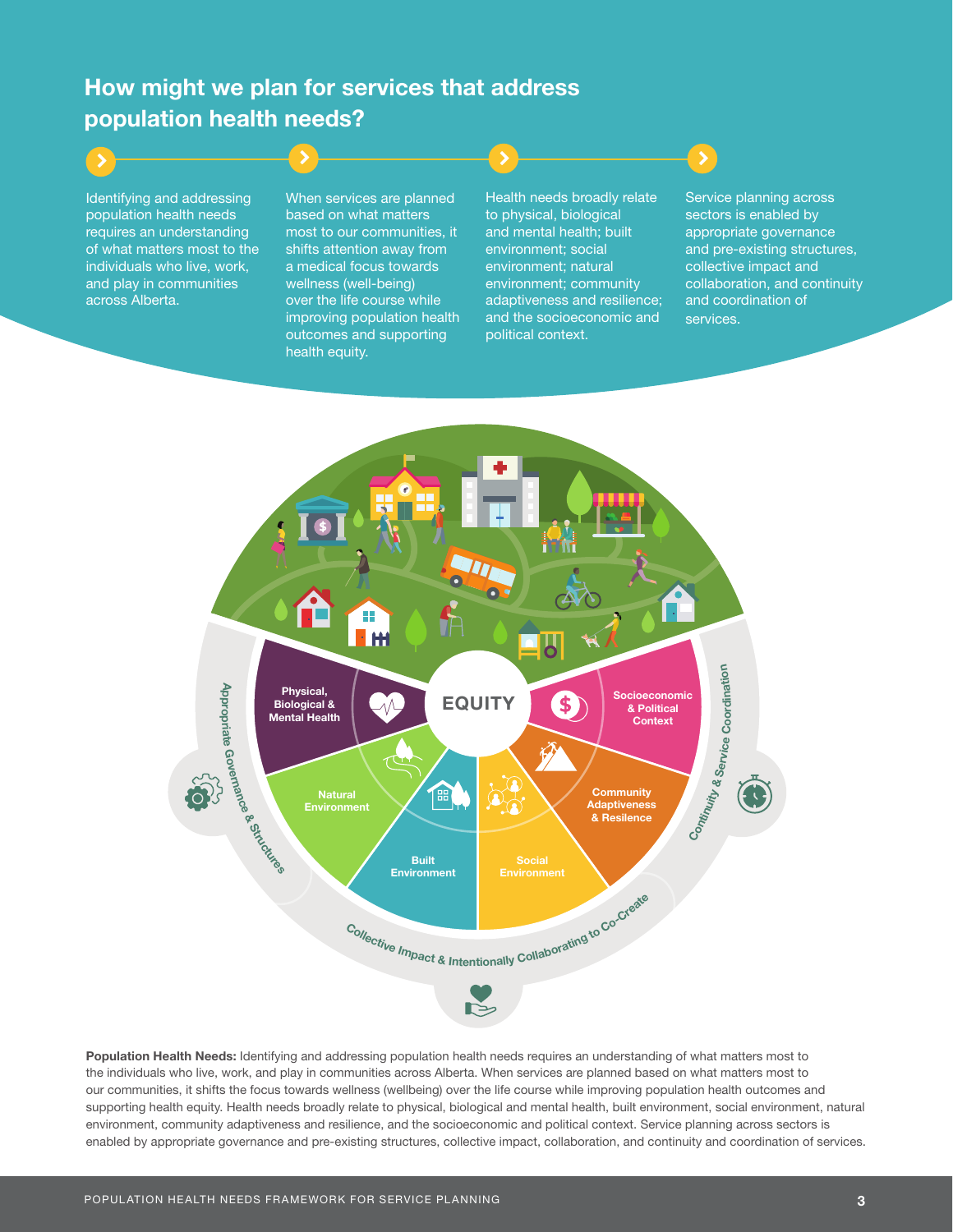## How might we plan for services that address population health needs?

Identifying and addressing population health needs requires an understanding of what matters most to the individuals who live, work, and play in communities across Alberta.

When services are planned based on what matters most to our communities, it shifts attention away from a medical focus towards wellness (well-being) over the life course while improving population health outcomes and supporting health equity.

Health needs broadly relate to physical, biological and mental health; built environment; social environment; natural environment; community adaptiveness and resilience; and the socioeconomic and political context.

Service planning across sectors is enabled by appropriate governance and pre-existing structures, collective impact and collaboration, and continuity and coordination of services.

EQUITY

Physical, Biological & Mental Health

Socioeconomic & Political Context

Community Adaptiveness & Resilience

Social Environment

Built Environment

Natural Environment

Appropriate Governance & Structures

Continuity & Service Coordination

Collective Impact & Intentionally Collaborating to Co-Create

**Population Health Needs:** Identifying and addressing population health needs requires an understanding of what matters most to the individuals who live, work, and play in communities across Alberta. When services are planned based on what matters most to our communities, it shifts the focus towards wellness (wellbeing) over the life course while improving population health outcomes and supporting health equity. Health needs broadly relate to physical, biological and mental health, built environment, social environment, natural environment, community adaptiveness and resilience, and the socioeconomic and political context. Service planning across sectors is enabled by appropriate governance and pre-existing structures, collective impact, collaboration, and continuity and coordination of services.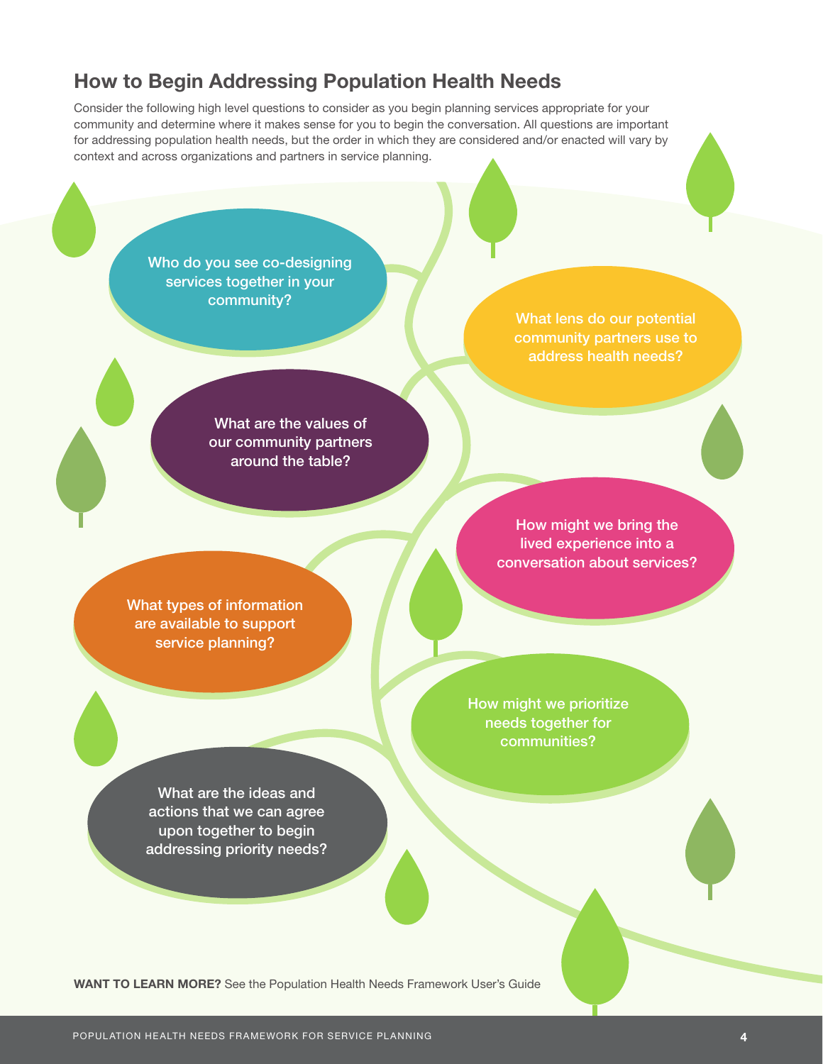## How to Begin Addressing Population Health Needs

Consider the following high level questions to consider as you begin planning services appropriate for your community and determine where it makes sense for you to begin the conversation. All questions are important for addressing population health needs, but the order in which they are considered and/or enacted will vary by context and across organizations and partners in service planning.

- Who do you see co-designing services together in your community?
- What lens do our potential community partners use to address health needs?
- What are the values of our community partners around the table?
- How might we bring the lived experience into a conversation about services?
- What types of information are available to support service planning?
- How might we prioritize needs together for communities?
- What are the ideas and actions that we can agree upon together to begin addressing priority needs?

**WANT TO LEARN MORE?** See the Population Health Needs Framework User's Guide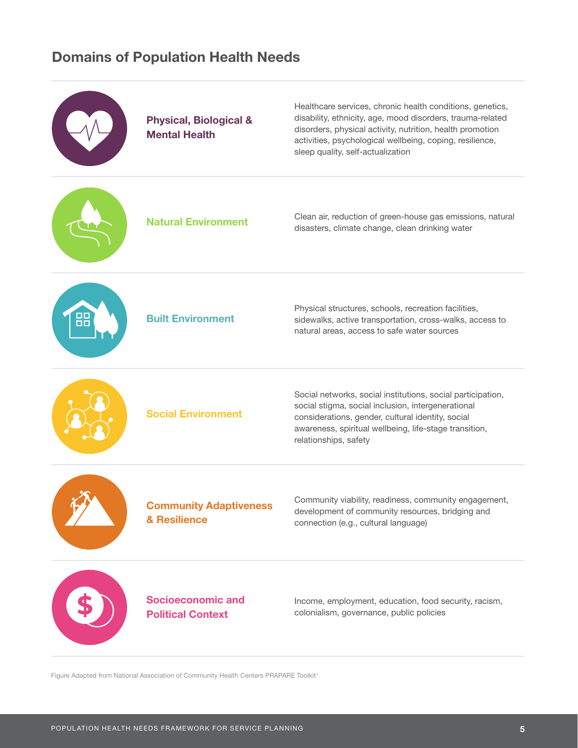## Domains of Population Health Needs

| Domain | Description |
| --- | --- |
| **Physical, Biological & Mental Health** | Healthcare services, chronic health conditions, genetics, disability, ethnicity, age, mood disorders, trauma-related disorders, physical activity, nutrition, health promotion activities, psychological wellbeing, coping, resilience, sleep quality, self-actualization |
| **Natural Environment** | Clean air, reduction of green-house gas emissions, natural disasters, climate change, clean drinking water |
| **Built Environment** | Physical structures, schools, recreation facilities, sidewalks, active transportation, cross-walks, access to natural areas, access to safe water sources |
| **Social Environment** | Social networks, social institutions, social participation, social stigma, social inclusion, intergenerational considerations, gender, cultural identity, social awareness, spiritual wellbeing, life-stage transition, relationships, safety |
| **Community Adaptiveness & Resilience** | Community viability, readiness, community engagement, development of community resources, bridging and connection (e.g., cultural language) |
| **Socioeconomic and Political Context** | Income, employment, education, food security, racism, colonialism, governance, public policies |

Figure Adapted from National Association of Community Health Centers PRAPARE Toolkit[1]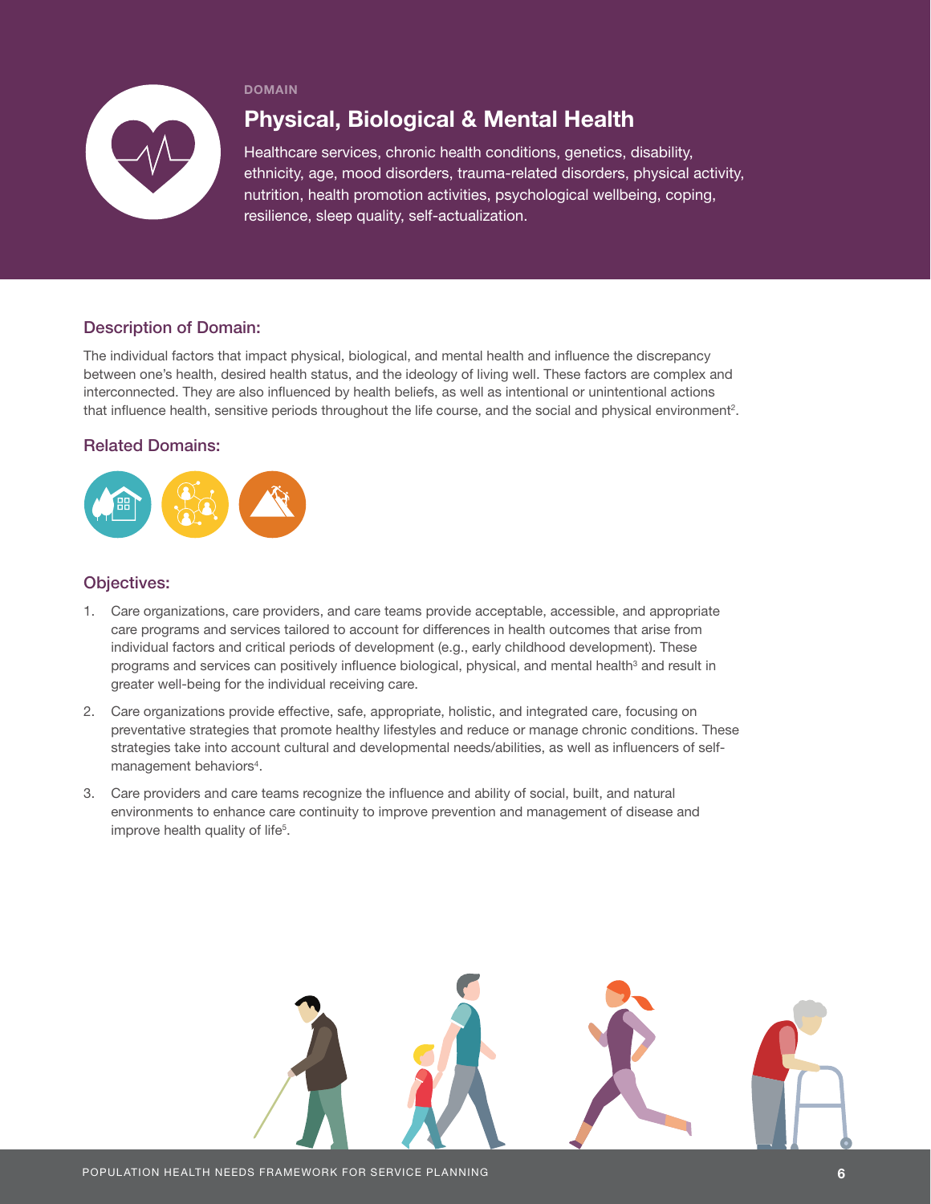DOMAIN

# Physical, Biological & Mental Health

Healthcare services, chronic health conditions, genetics, disability, ethnicity, age, mood disorders, trauma-related disorders, physical activity, nutrition, health promotion activities, psychological wellbeing, coping, resilience, sleep quality, self-actualization.

## Description of Domain:

The individual factors that impact physical, biological, and mental health and influence the discrepancy between one's health, desired health status, and the ideology of living well. These factors are complex and interconnected. They are also influenced by health beliefs, as well as intentional or unintentional actions that influence health, sensitive periods throughout the life course, and the social and physical environment[2].

## Related Domains:

## Objectives:

1. Care organizations, care providers, and care teams provide acceptable, accessible, and appropriate care programs and services tailored to account for differences in health outcomes that arise from individual factors and critical periods of development (e.g., early childhood development). These programs and services can positively influence biological, physical, and mental health[3] and result in greater well-being for the individual receiving care.
2. Care organizations provide effective, safe, appropriate, holistic, and integrated care, focusing on preventative strategies that promote healthy lifestyles and reduce or manage chronic conditions. These strategies take into account cultural and developmental needs/abilities, as well as influencers of self-management behaviors[4].
3. Care providers and care teams recognize the influence and ability of social, built, and natural environments to enhance care continuity to improve prevention and management of disease and improve health quality of life[5].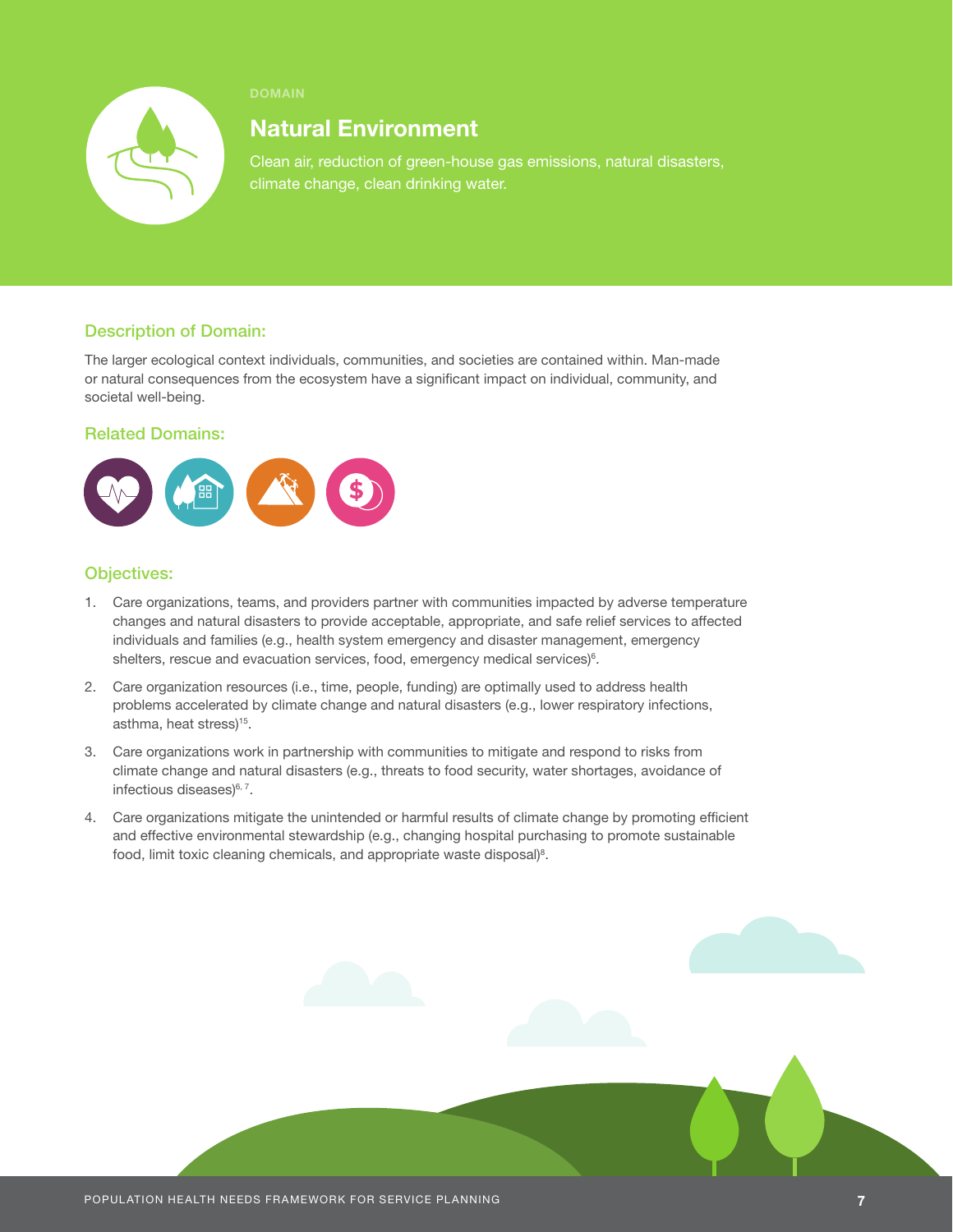DOMAIN

# Natural Environment

Clean air, reduction of green-house gas emissions, natural disasters, climate change, clean drinking water.

## Description of Domain:

The larger ecological context individuals, communities, and societies are contained within. Man-made or natural consequences from the ecosystem have a significant impact on individual, community, and societal well-being.

## Related Domains:

## Objectives:

1. Care organizations, teams, and providers partner with communities impacted by adverse temperature changes and natural disasters to provide acceptable, appropriate, and safe relief services to affected individuals and families (e.g., health system emergency and disaster management, emergency shelters, rescue and evacuation services, food, emergency medical services)[6].
2. Care organization resources (i.e., time, people, funding) are optimally used to address health problems accelerated by climate change and natural disasters (e.g., lower respiratory infections, asthma, heat stress)[15].
3. Care organizations work in partnership with communities to mitigate and respond to risks from climate change and natural disasters (e.g., threats to food security, water shortages, avoidance of infectious diseases)[6, 7].
4. Care organizations mitigate the unintended or harmful results of climate change by promoting efficient and effective environmental stewardship (e.g., changing hospital purchasing to promote sustainable food, limit toxic cleaning chemicals, and appropriate waste disposal)[8].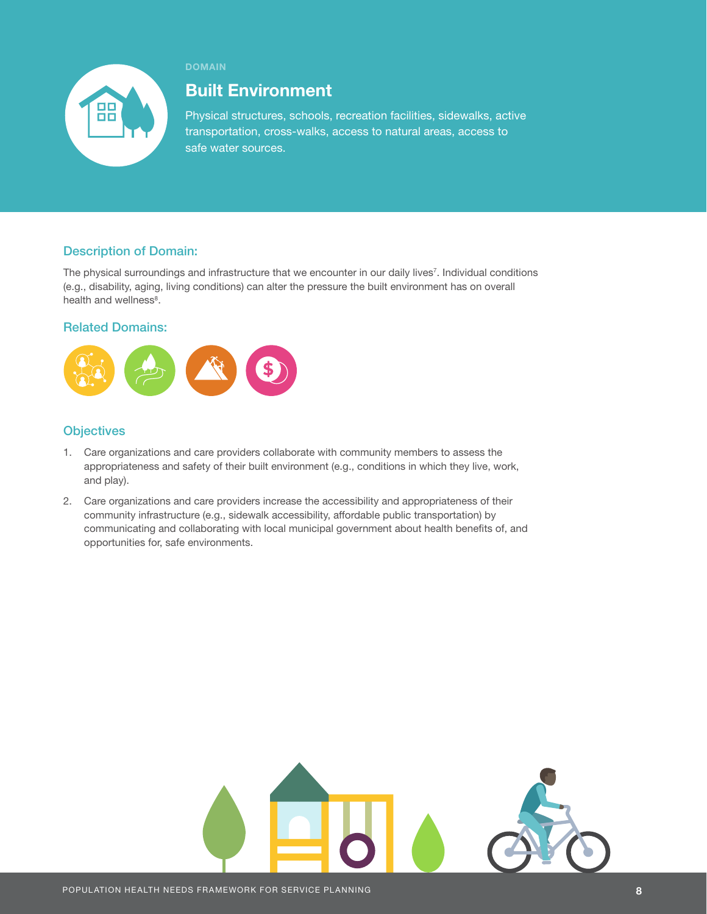DOMAIN

# Built Environment

Physical structures, schools, recreation facilities, sidewalks, active transportation, cross-walks, access to natural areas, access to safe water sources.

## Description of Domain:

The physical surroundings and infrastructure that we encounter in our daily lives[7]. Individual conditions (e.g., disability, aging, living conditions) can alter the pressure the built environment has on overall health and wellness[8].

## Related Domains:

## Objectives

1. Care organizations and care providers collaborate with community members to assess the appropriateness and safety of their built environment (e.g., conditions in which they live, work, and play).
2. Care organizations and care providers increase the accessibility and appropriateness of their community infrastructure (e.g., sidewalk accessibility, affordable public transportation) by communicating and collaborating with local municipal government about health benefits of, and opportunities for, safe environments.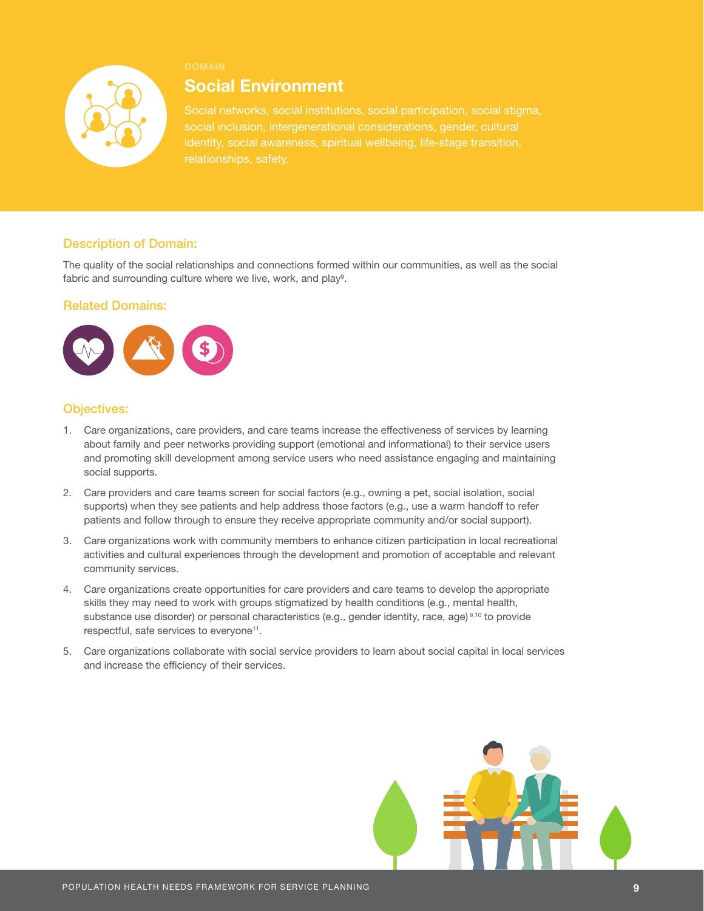DOMAIN

# Social Environment

Social networks, social institutions, social participation, social stigma, social inclusion, intergenerational considerations, gender, cultural identity, social awareness, spiritual wellbeing, life-stage transition, relationships, safety.

## Description of Domain:

The quality of the social relationships and connections formed within our communities, as well as the social fabric and surrounding culture where we live, work, and play[9].

## Related Domains:

## Objectives:

1. Care organizations, care providers, and care teams increase the effectiveness of services by learning about family and peer networks providing support (emotional and informational) to their service users and promoting skill development among service users who need assistance engaging and maintaining social supports.
2. Care providers and care teams screen for social factors (e.g., owning a pet, social isolation, social supports) when they see patients and help address those factors (e.g., use a warm handoff to refer patients and follow through to ensure they receive appropriate community and/or social support).
3. Care organizations work with community members to enhance citizen participation in local recreational activities and cultural experiences through the development and promotion of acceptable and relevant community services.
4. Care organizations create opportunities for care providers and care teams to develop the appropriate skills they may need to work with groups stigmatized by health conditions (e.g., mental health, substance use disorder) or personal characteristics (e.g., gender identity, race, age)[9,10] to provide respectful, safe services to everyone[11].
5. Care organizations collaborate with social service providers to learn about social capital in local services and increase the efficiency of their services.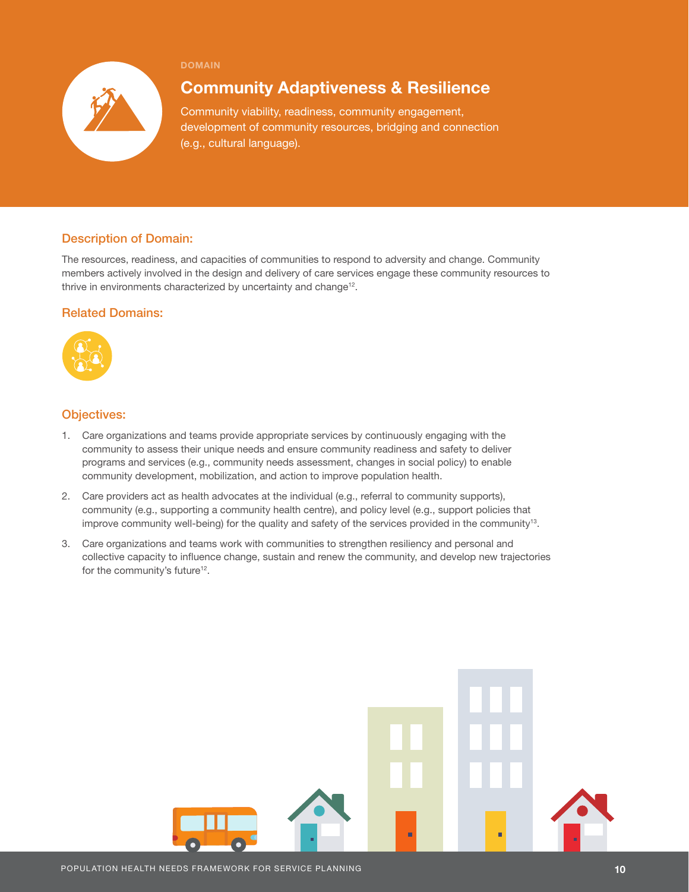DOMAIN

# Community Adaptiveness & Resilience

Community viability, readiness, community engagement, development of community resources, bridging and connection (e.g., cultural language).

## Description of Domain:

The resources, readiness, and capacities of communities to respond to adversity and change. Community members actively involved in the design and delivery of care services engage these community resources to thrive in environments characterized by uncertainty and change[12].

## Related Domains:

## Objectives:

1. Care organizations and teams provide appropriate services by continuously engaging with the community to assess their unique needs and ensure community readiness and safety to deliver programs and services (e.g., community needs assessment, changes in social policy) to enable community development, mobilization, and action to improve population health.
2. Care providers act as health advocates at the individual (e.g., referral to community supports), community (e.g., supporting a community health centre), and policy level (e.g., support policies that improve community well-being) for the quality and safety of the services provided in the community[13].
3. Care organizations and teams work with communities to strengthen resiliency and personal and collective capacity to influence change, sustain and renew the community, and develop new trajectories for the community's future[12].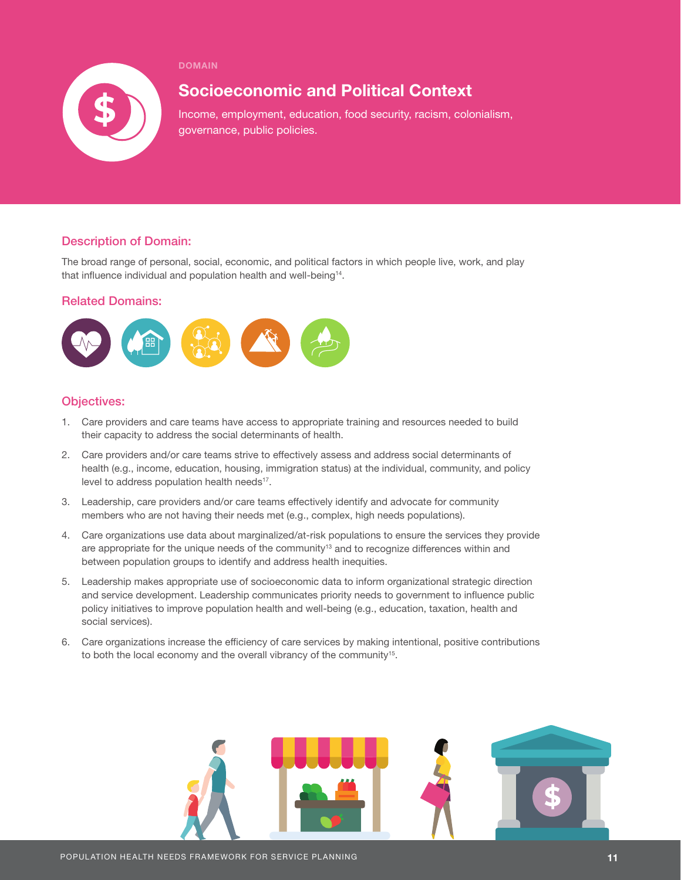DOMAIN

# Socioeconomic and Political Context

Income, employment, education, food security, racism, colonialism, governance, public policies.

## Description of Domain:

The broad range of personal, social, economic, and political factors in which people live, work, and play that influence individual and population health and well-being[14].

## Related Domains:

## Objectives:

1. Care providers and care teams have access to appropriate training and resources needed to build their capacity to address the social determinants of health.
2. Care providers and/or care teams strive to effectively assess and address social determinants of health (e.g., income, education, housing, immigration status) at the individual, community, and policy level to address population health needs[17].
3. Leadership, care providers and/or care teams effectively identify and advocate for community members who are not having their needs met (e.g., complex, high needs populations).
4. Care organizations use data about marginalized/at-risk populations to ensure the services they provide are appropriate for the unique needs of the community[13] and to recognize differences within and between population groups to identify and address health inequities.
5. Leadership makes appropriate use of socioeconomic data to inform organizational strategic direction and service development. Leadership communicates priority needs to government to influence public policy initiatives to improve population health and well-being (e.g., education, taxation, health and social services).
6. Care organizations increase the efficiency of care services by making intentional, positive contributions to both the local economy and the overall vibrancy of the community[15].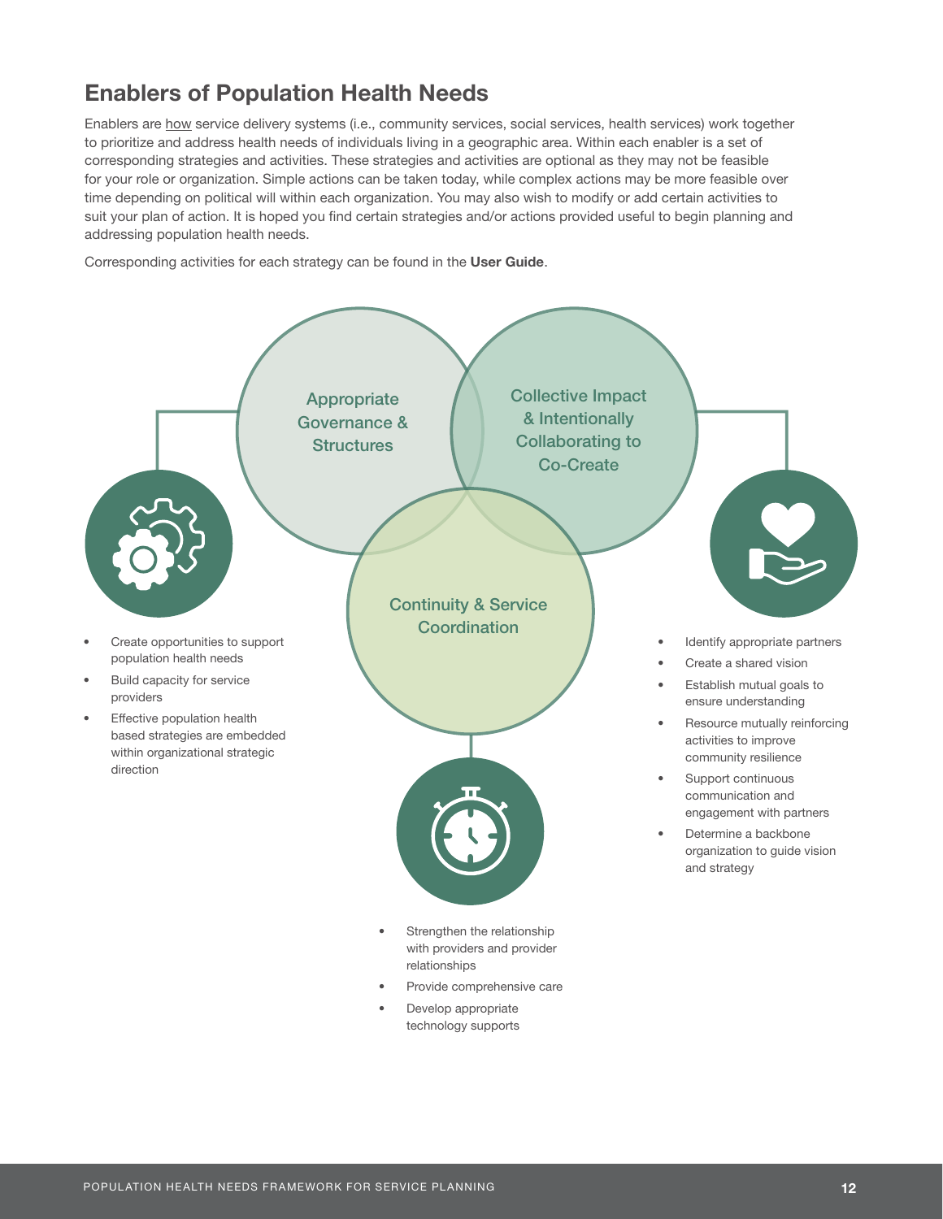## Enablers of Population Health Needs

Enablers are how service delivery systems (i.e., community services, social services, health services) work together to prioritize and address health needs of individuals living in a geographic area. Within each enabler is a set of corresponding strategies and activities. These strategies and activities are optional as they may not be feasible for your role or organization. Simple actions can be taken today, while complex actions may be more feasible over time depending on political will within each organization. You may also wish to modify or add certain activities to suit your plan of action. It is hoped you find certain strategies and/or actions provided useful to begin planning and addressing population health needs.

Corresponding activities for each strategy can be found in the **User Guide**.

### Appropriate Governance & Structures

- Create opportunities to support population health needs
- Build capacity for service providers
- Effective population health based strategies are embedded within organizational strategic direction

### Collective Impact & Intentionally Collaborating to Co-Create

- Identify appropriate partners
- Create a shared vision
- Establish mutual goals to ensure understanding
- Resource mutually reinforcing activities to improve community resilience
- Support continuous communication and engagement with partners
- Determine a backbone organization to guide vision and strategy

### Continuity & Service Coordination

- Strengthen the relationship with providers and provider relationships
- Provide comprehensive care
- Develop appropriate technology supports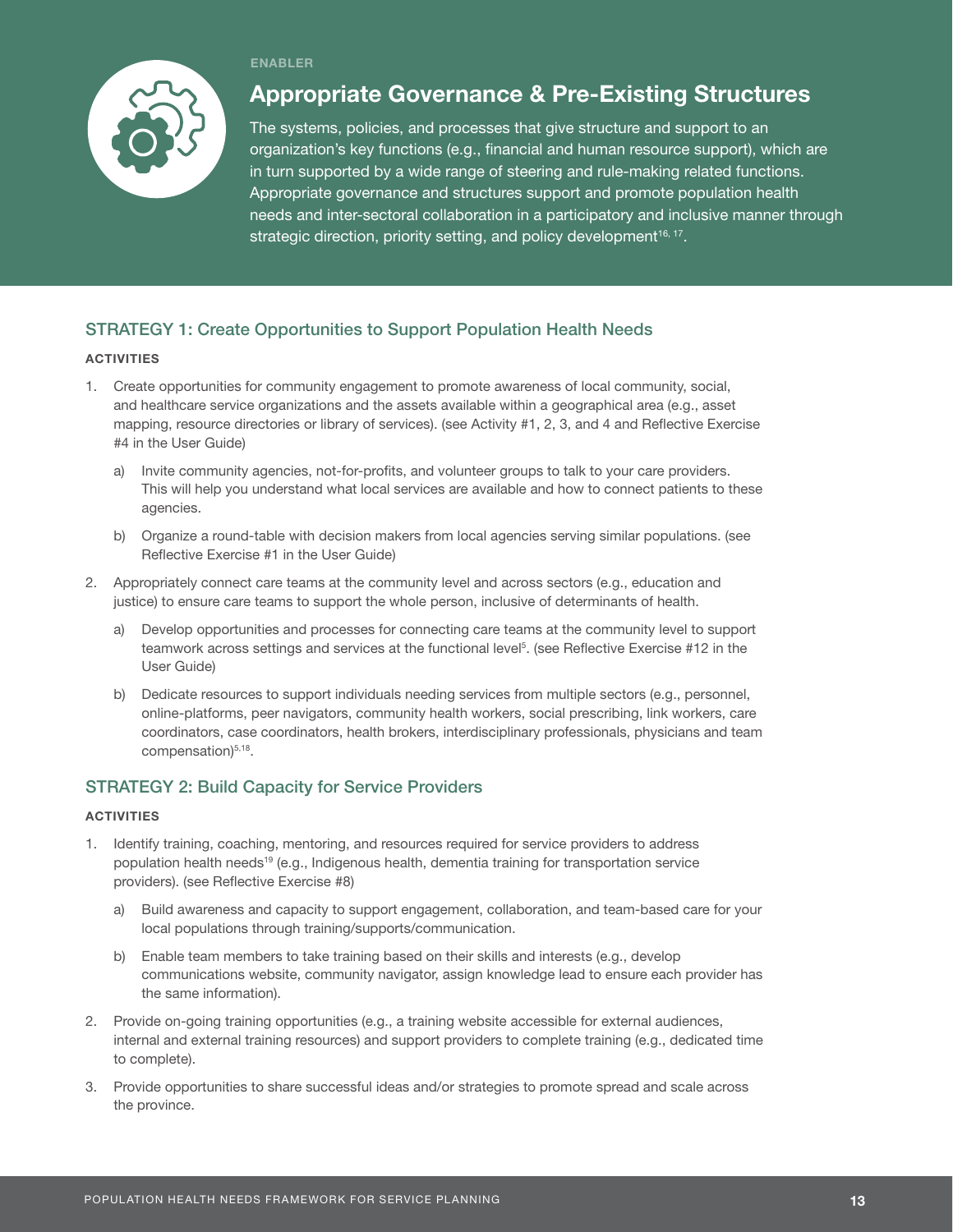ENABLER

# Appropriate Governance & Pre-Existing Structures

The systems, policies, and processes that give structure and support to an organization's key functions (e.g., financial and human resource support), which are in turn supported by a wide range of steering and rule-making related functions. Appropriate governance and structures support and promote population health needs and inter-sectoral collaboration in a participatory and inclusive manner through strategic direction, priority setting, and policy development[16, 17].

## STRATEGY 1: Create Opportunities to Support Population Health Needs

**ACTIVITIES**

1. Create opportunities for community engagement to promote awareness of local community, social, and healthcare service organizations and the assets available within a geographical area (e.g., asset mapping, resource directories or library of services). (see Activity #1, 2, 3, and 4 and Reflective Exercise #4 in the User Guide)
   a) Invite community agencies, not-for-profits, and volunteer groups to talk to your care providers. This will help you understand what local services are available and how to connect patients to these agencies.
   b) Organize a round-table with decision makers from local agencies serving similar populations. (see Reflective Exercise #1 in the User Guide)
2. Appropriately connect care teams at the community level and across sectors (e.g., education and justice) to ensure care teams to support the whole person, inclusive of determinants of health.
   a) Develop opportunities and processes for connecting care teams at the community level to support teamwork across settings and services at the functional level[5]. (see Reflective Exercise #12 in the User Guide)
   b) Dedicate resources to support individuals needing services from multiple sectors (e.g., personnel, online-platforms, peer navigators, community health workers, social prescribing, link workers, care coordinators, case coordinators, health brokers, interdisciplinary professionals, physicians and team compensation)[5,18].

## STRATEGY 2: Build Capacity for Service Providers

**ACTIVITIES**

1. Identify training, coaching, mentoring, and resources required for service providers to address population health needs[19] (e.g., Indigenous health, dementia training for transportation service providers). (see Reflective Exercise #8)
   a) Build awareness and capacity to support engagement, collaboration, and team-based care for your local populations through training/supports/communication.
   b) Enable team members to take training based on their skills and interests (e.g., develop communications website, community navigator, assign knowledge lead to ensure each provider has the same information).
2. Provide on-going training opportunities (e.g., a training website accessible for external audiences, internal and external training resources) and support providers to complete training (e.g., dedicated time to complete).
3. Provide opportunities to share successful ideas and/or strategies to promote spread and scale across the province.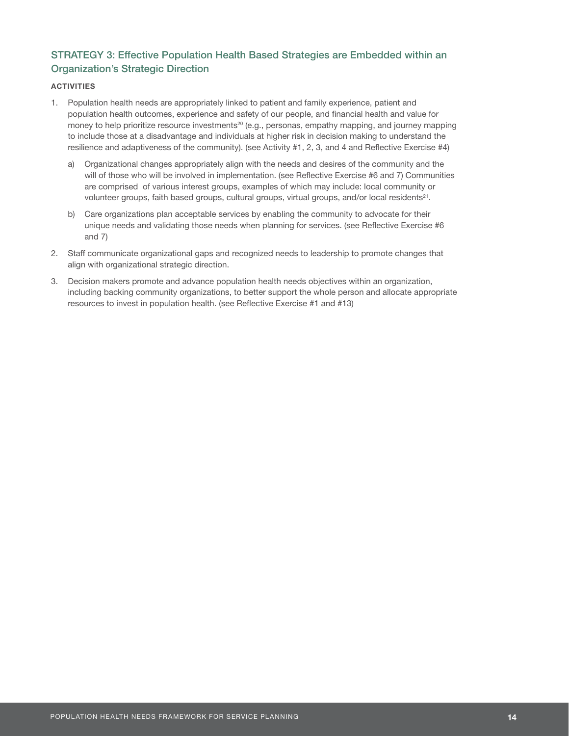## STRATEGY 3: Effective Population Health Based Strategies are Embedded within an Organization's Strategic Direction

**ACTIVITIES**

1. Population health needs are appropriately linked to patient and family experience, patient and population health outcomes, experience and safety of our people, and financial health and value for money to help prioritize resource investments[20] (e.g., personas, empathy mapping, and journey mapping to include those at a disadvantage and individuals at higher risk in decision making to understand the resilience and adaptiveness of the community). (see Activity #1, 2, 3, and 4 and Reflective Exercise #4)

   a) Organizational changes appropriately align with the needs and desires of the community and the will of those who will be involved in implementation. (see Reflective Exercise #6 and 7) Communities are comprised of various interest groups, examples of which may include: local community or volunteer groups, faith based groups, cultural groups, virtual groups, and/or local residents[21].

   b) Care organizations plan acceptable services by enabling the community to advocate for their unique needs and validating those needs when planning for services. (see Reflective Exercise #6 and 7)

2. Staff communicate organizational gaps and recognized needs to leadership to promote changes that align with organizational strategic direction.

3. Decision makers promote and advance population health needs objectives within an organization, including backing community organizations, to better support the whole person and allocate appropriate resources to invest in population health. (see Reflective Exercise #1 and #13)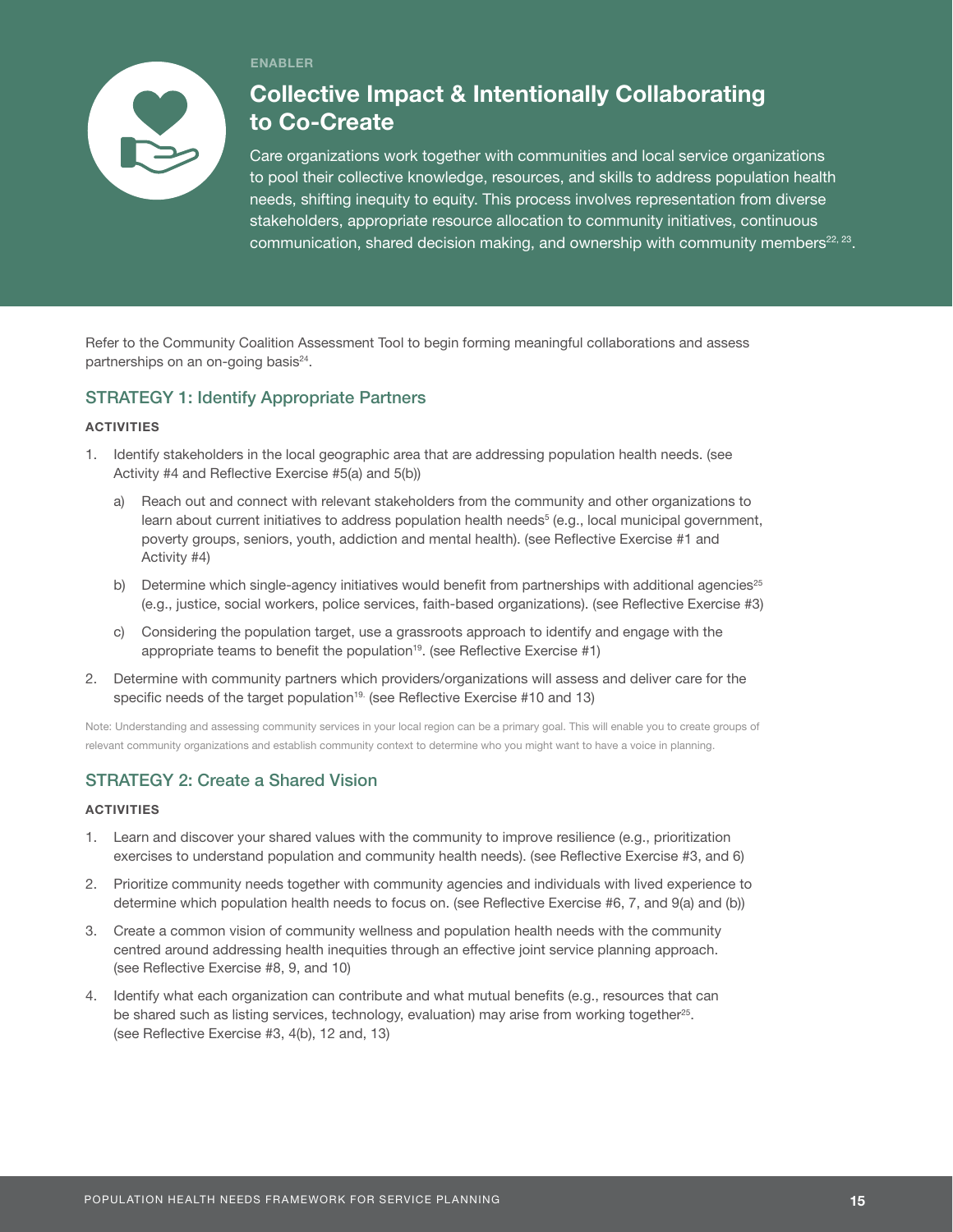ENABLER

# Collective Impact & Intentionally Collaborating to Co-Create

Care organizations work together with communities and local service organizations to pool their collective knowledge, resources, and skills to address population health needs, shifting inequity to equity. This process involves representation from diverse stakeholders, appropriate resource allocation to community initiatives, continuous communication, shared decision making, and ownership with community members[22, 23].

Refer to the Community Coalition Assessment Tool to begin forming meaningful collaborations and assess partnerships on an on-going basis[24].

## STRATEGY 1: Identify Appropriate Partners

**ACTIVITIES**

1. Identify stakeholders in the local geographic area that are addressing population health needs. (see Activity #4 and Reflective Exercise #5(a) and 5(b))
   a) Reach out and connect with relevant stakeholders from the community and other organizations to learn about current initiatives to address population health needs[5] (e.g., local municipal government, poverty groups, seniors, youth, addiction and mental health). (see Reflective Exercise #1 and Activity #4)
   b) Determine which single-agency initiatives would benefit from partnerships with additional agencies[25] (e.g., justice, social workers, police services, faith-based organizations). (see Reflective Exercise #3)
   c) Considering the population target, use a grassroots approach to identify and engage with the appropriate teams to benefit the population[19]. (see Reflective Exercise #1)
2. Determine with community partners which providers/organizations will assess and deliver care for the specific needs of the target population[19]. (see Reflective Exercise #10 and 13)

Note: Understanding and assessing community services in your local region can be a primary goal. This will enable you to create groups of relevant community organizations and establish community context to determine who you might want to have a voice in planning.

## STRATEGY 2: Create a Shared Vision

**ACTIVITIES**

1. Learn and discover your shared values with the community to improve resilience (e.g., prioritization exercises to understand population and community health needs). (see Reflective Exercise #3, and 6)
2. Prioritize community needs together with community agencies and individuals with lived experience to determine which population health needs to focus on. (see Reflective Exercise #6, 7, and 9(a) and (b))
3. Create a common vision of community wellness and population health needs with the community centred around addressing health inequities through an effective joint service planning approach. (see Reflective Exercise #8, 9, and 10)
4. Identify what each organization can contribute and what mutual benefits (e.g., resources that can be shared such as listing services, technology, evaluation) may arise from working together[25]. (see Reflective Exercise #3, 4(b), 12 and, 13)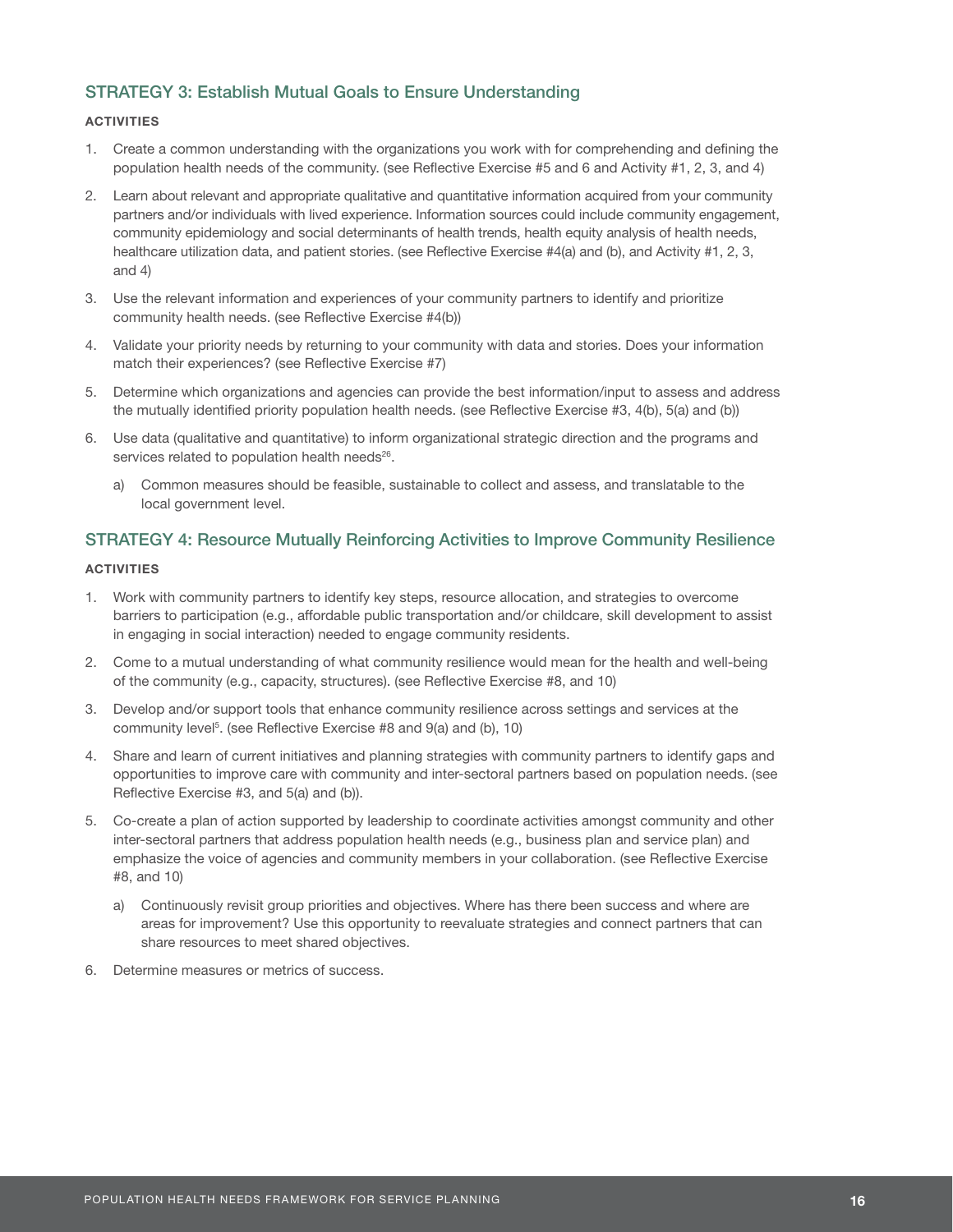## STRATEGY 3: Establish Mutual Goals to Ensure Understanding

**ACTIVITIES**

1. Create a common understanding with the organizations you work with for comprehending and defining the population health needs of the community. (see Reflective Exercise #5 and 6 and Activity #1, 2, 3, and 4)
2. Learn about relevant and appropriate qualitative and quantitative information acquired from your community partners and/or individuals with lived experience. Information sources could include community engagement, community epidemiology and social determinants of health trends, health equity analysis of health needs, healthcare utilization data, and patient stories. (see Reflective Exercise #4(a) and (b), and Activity #1, 2, 3, and 4)
3. Use the relevant information and experiences of your community partners to identify and prioritize community health needs. (see Reflective Exercise #4(b))
4. Validate your priority needs by returning to your community with data and stories. Does your information match their experiences? (see Reflective Exercise #7)
5. Determine which organizations and agencies can provide the best information/input to assess and address the mutually identified priority population health needs. (see Reflective Exercise #3, 4(b), 5(a) and (b))
6. Use data (qualitative and quantitative) to inform organizational strategic direction and the programs and services related to population health needs[26].
   a) Common measures should be feasible, sustainable to collect and assess, and translatable to the local government level.

## STRATEGY 4: Resource Mutually Reinforcing Activities to Improve Community Resilience

**ACTIVITIES**

1. Work with community partners to identify key steps, resource allocation, and strategies to overcome barriers to participation (e.g., affordable public transportation and/or childcare, skill development to assist in engaging in social interaction) needed to engage community residents.
2. Come to a mutual understanding of what community resilience would mean for the health and well-being of the community (e.g., capacity, structures). (see Reflective Exercise #8, and 10)
3. Develop and/or support tools that enhance community resilience across settings and services at the community level[5]. (see Reflective Exercise #8 and 9(a) and (b), 10)
4. Share and learn of current initiatives and planning strategies with community partners to identify gaps and opportunities to improve care with community and inter-sectoral partners based on population needs. (see Reflective Exercise #3, and 5(a) and (b)).
5. Co-create a plan of action supported by leadership to coordinate activities amongst community and other inter-sectoral partners that address population health needs (e.g., business plan and service plan) and emphasize the voice of agencies and community members in your collaboration. (see Reflective Exercise #8, and 10)
   a) Continuously revisit group priorities and objectives. Where has there been success and where are areas for improvement? Use this opportunity to reevaluate strategies and connect partners that can share resources to meet shared objectives.
6. Determine measures or metrics of success.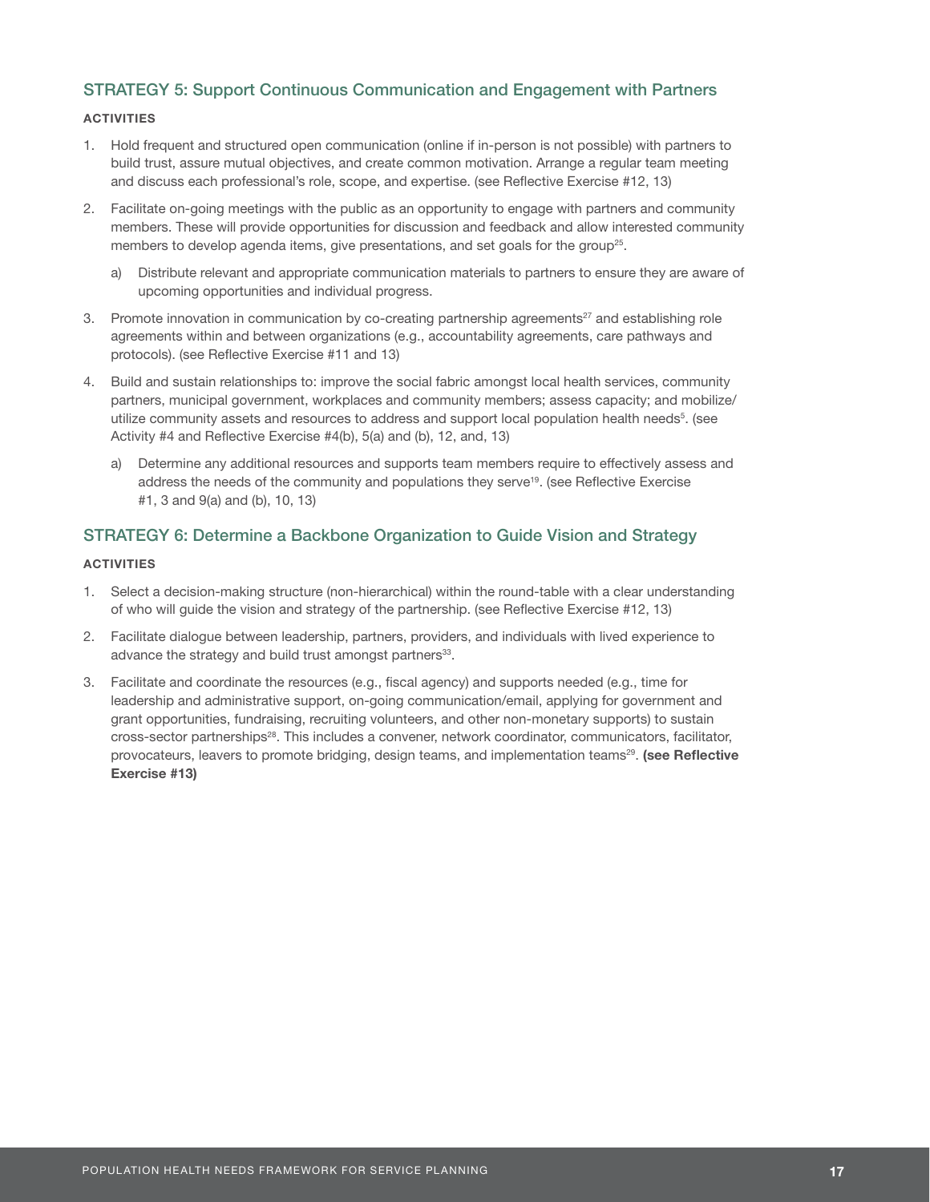## STRATEGY 5: Support Continuous Communication and Engagement with Partners

**ACTIVITIES**

1. Hold frequent and structured open communication (online if in-person is not possible) with partners to build trust, assure mutual objectives, and create common motivation. Arrange a regular team meeting and discuss each professional's role, scope, and expertise. (see Reflective Exercise #12, 13)
2. Facilitate on-going meetings with the public as an opportunity to engage with partners and community members. These will provide opportunities for discussion and feedback and allow interested community members to develop agenda items, give presentations, and set goals for the group[25].
   a) Distribute relevant and appropriate communication materials to partners to ensure they are aware of upcoming opportunities and individual progress.
3. Promote innovation in communication by co-creating partnership agreements[27] and establishing role agreements within and between organizations (e.g., accountability agreements, care pathways and protocols). (see Reflective Exercise #11 and 13)
4. Build and sustain relationships to: improve the social fabric amongst local health services, community partners, municipal government, workplaces and community members; assess capacity; and mobilize/utilize community assets and resources to address and support local population health needs[5]. (see Activity #4 and Reflective Exercise #4(b), 5(a) and (b), 12, and, 13)
   a) Determine any additional resources and supports team members require to effectively assess and address the needs of the community and populations they serve[19]. (see Reflective Exercise #1, 3 and 9(a) and (b), 10, 13)

## STRATEGY 6: Determine a Backbone Organization to Guide Vision and Strategy

**ACTIVITIES**

1. Select a decision-making structure (non-hierarchical) within the round-table with a clear understanding of who will guide the vision and strategy of the partnership. (see Reflective Exercise #12, 13)
2. Facilitate dialogue between leadership, partners, providers, and individuals with lived experience to advance the strategy and build trust amongst partners[33].
3. Facilitate and coordinate the resources (e.g., fiscal agency) and supports needed (e.g., time for leadership and administrative support, on-going communication/email, applying for government and grant opportunities, fundraising, recruiting volunteers, and other non-monetary supports) to sustain cross-sector partnerships[28]. This includes a convener, network coordinator, communicators, facilitator, provocateurs, leavers to promote bridging, design teams, and implementation teams[29]. **(see Reflective Exercise #13)**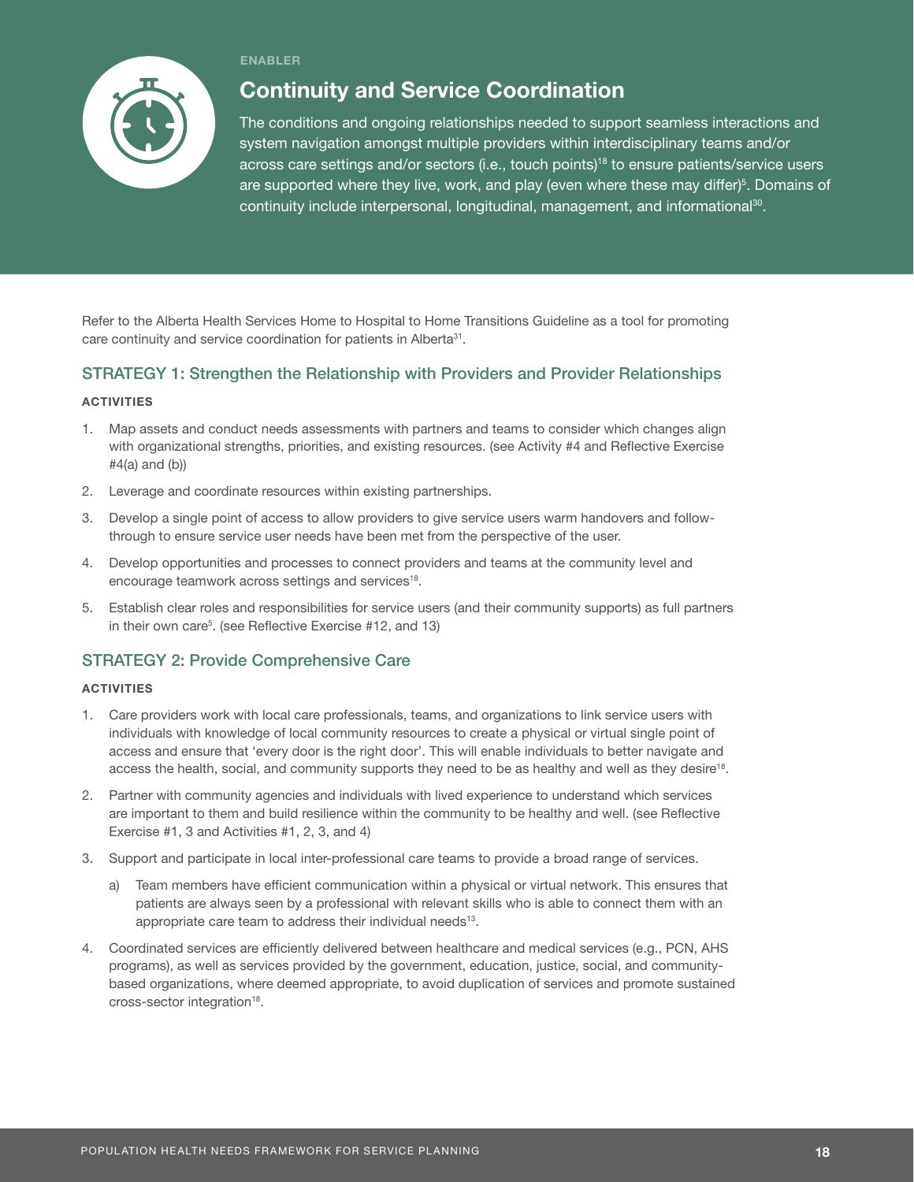ENABLER

# Continuity and Service Coordination

The conditions and ongoing relationships needed to support seamless interactions and system navigation amongst multiple providers within interdisciplinary teams and/or across care settings and/or sectors (i.e., touch points)[18] to ensure patients/service users are supported where they live, work, and play (even where these may differ)[5]. Domains of continuity include interpersonal, longitudinal, management, and informational[30].

Refer to the Alberta Health Services Home to Hospital to Home Transitions Guideline as a tool for promoting care continuity and service coordination for patients in Alberta[31].

## STRATEGY 1: Strengthen the Relationship with Providers and Provider Relationships

**ACTIVITIES**

1. Map assets and conduct needs assessments with partners and teams to consider which changes align with organizational strengths, priorities, and existing resources. (see Activity #4 and Reflective Exercise #4(a) and (b))
2. Leverage and coordinate resources within existing partnerships.
3. Develop a single point of access to allow providers to give service users warm handovers and follow-through to ensure service user needs have been met from the perspective of the user.
4. Develop opportunities and processes to connect providers and teams at the community level and encourage teamwork across settings and services[18].
5. Establish clear roles and responsibilities for service users (and their community supports) as full partners in their own care[5]. (see Reflective Exercise #12, and 13)

## STRATEGY 2: Provide Comprehensive Care

**ACTIVITIES**

1. Care providers work with local care professionals, teams, and organizations to link service users with individuals with knowledge of local community resources to create a physical or virtual single point of access and ensure that 'every door is the right door'. This will enable individuals to better navigate and access the health, social, and community supports they need to be as healthy and well as they desire[18].
2. Partner with community agencies and individuals with lived experience to understand which services are important to them and build resilience within the community to be healthy and well. (see Reflective Exercise #1, 3 and Activities #1, 2, 3, and 4)
3. Support and participate in local inter-professional care teams to provide a broad range of services.
   a) Team members have efficient communication within a physical or virtual network. This ensures that patients are always seen by a professional with relevant skills who is able to connect them with an appropriate care team to address their individual needs[13].
4. Coordinated services are efficiently delivered between healthcare and medical services (e.g., PCN, AHS programs), as well as services provided by the government, education, justice, social, and community-based organizations, where deemed appropriate, to avoid duplication of services and promote sustained cross-sector integration[18].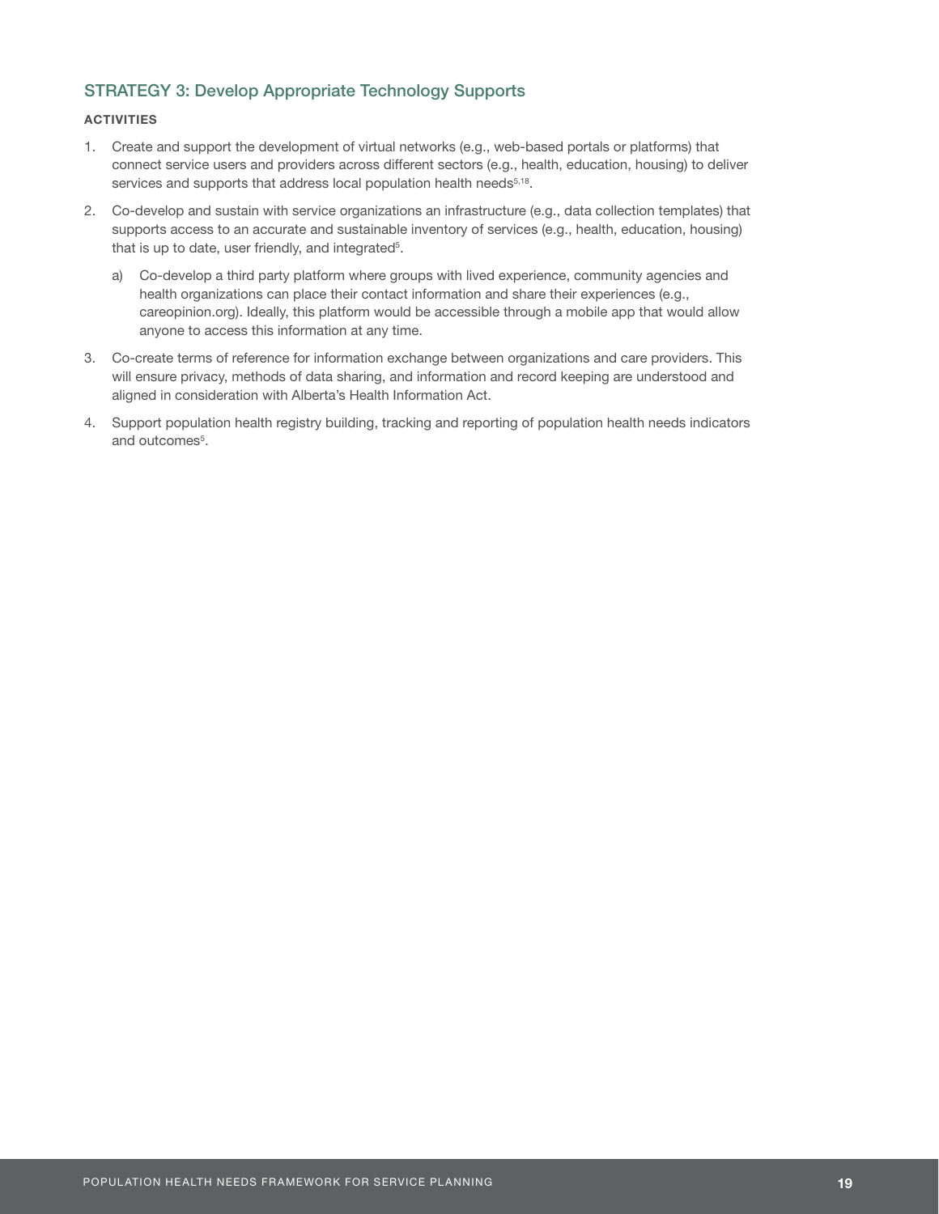## STRATEGY 3: Develop Appropriate Technology Supports

**ACTIVITIES**

1. Create and support the development of virtual networks (e.g., web-based portals or platforms) that connect service users and providers across different sectors (e.g., health, education, housing) to deliver services and supports that address local population health needs[5,18].
2. Co-develop and sustain with service organizations an infrastructure (e.g., data collection templates) that supports access to an accurate and sustainable inventory of services (e.g., health, education, housing) that is up to date, user friendly, and integrated[5].
   a) Co-develop a third party platform where groups with lived experience, community agencies and health organizations can place their contact information and share their experiences (e.g., careopinion.org). Ideally, this platform would be accessible through a mobile app that would allow anyone to access this information at any time.
3. Co-create terms of reference for information exchange between organizations and care providers. This will ensure privacy, methods of data sharing, and information and record keeping are understood and aligned in consideration with Alberta's Health Information Act.
4. Support population health registry building, tracking and reporting of population health needs indicators and outcomes[5].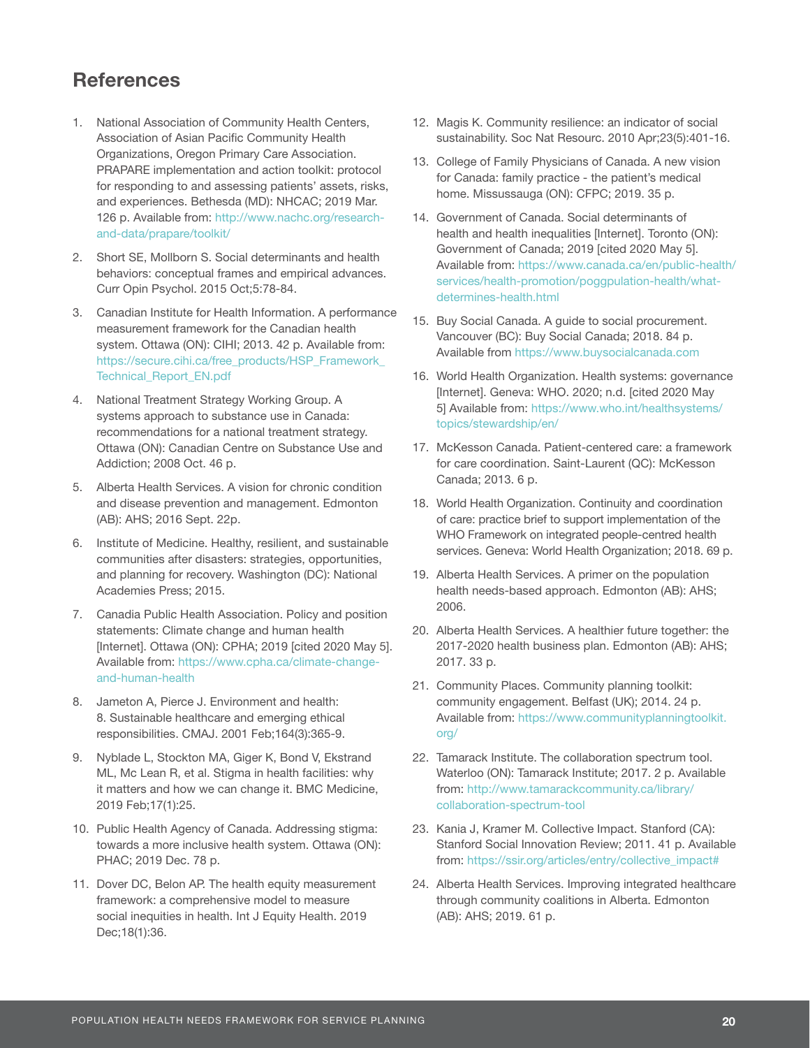## References

1. National Association of Community Health Centers, Association of Asian Pacific Community Health Organizations, Oregon Primary Care Association. PRAPARE implementation and action toolkit: protocol for responding to and assessing patients' assets, risks, and experiences. Bethesda (MD): NHCAC; 2019 Mar. 126 p. Available from: http://www.nachc.org/research-and-data/prapare/toolkit/

2. Short SE, Mollborn S. Social determinants and health behaviors: conceptual frames and empirical advances. Curr Opin Psychol. 2015 Oct;5:78-84.

3. Canadian Institute for Health Information. A performance measurement framework for the Canadian health system. Ottawa (ON): CIHI; 2013. 42 p. Available from: https://secure.cihi.ca/free_products/HSP_Framework_Technical_Report_EN.pdf

4. National Treatment Strategy Working Group. A systems approach to substance use in Canada: recommendations for a national treatment strategy. Ottawa (ON): Canadian Centre on Substance Use and Addiction; 2008 Oct. 46 p.

5. Alberta Health Services. A vision for chronic condition and disease prevention and management. Edmonton (AB): AHS; 2016 Sept. 22p.

6. Institute of Medicine. Healthy, resilient, and sustainable communities after disasters: strategies, opportunities, and planning for recovery. Washington (DC): National Academies Press; 2015.

7. Canadia Public Health Association. Policy and position statements: Climate change and human health [Internet]. Ottawa (ON): CPHA; 2019 [cited 2020 May 5]. Available from: https://www.cpha.ca/climate-change-and-human-health

8. Jameton A, Pierce J. Environment and health: 8. Sustainable healthcare and emerging ethical responsibilities. CMAJ. 2001 Feb;164(3):365-9.

9. Nyblade L, Stockton MA, Giger K, Bond V, Ekstrand ML, Mc Lean R, et al. Stigma in health facilities: why it matters and how we can change it. BMC Medicine, 2019 Feb;17(1):25.

10. Public Health Agency of Canada. Addressing stigma: towards a more inclusive health system. Ottawa (ON): PHAC; 2019 Dec. 78 p.

11. Dover DC, Belon AP. The health equity measurement framework: a comprehensive model to measure social inequities in health. Int J Equity Health. 2019 Dec;18(1):36.

12. Magis K. Community resilience: an indicator of social sustainability. Soc Nat Resourc. 2010 Apr;23(5):401-16.

13. College of Family Physicians of Canada. A new vision for Canada: family practice - the patient's medical home. Mississauga (ON): CFPC; 2019. 35 p.

14. Government of Canada. Social determinants of health and health inequalities [Internet]. Toronto (ON): Government of Canada; 2019 [cited 2020 May 5]. Available from: https://www.canada.ca/en/public-health/services/health-promotion/poggpulation-health/what-determines-health.html

15. Buy Social Canada. A guide to social procurement. Vancouver (BC): Buy Social Canada; 2018. 84 p. Available from https://www.buysocialcanada.com

16. World Health Organization. Health systems: governance [Internet]. Geneva: WHO. 2020; n.d. [cited 2020 May 5] Available from: https://www.who.int/healthsystems/topics/stewardship/en/

17. McKesson Canada. Patient-centered care: a framework for care coordination. Saint-Laurent (QC): McKesson Canada; 2013. 6 p.

18. World Health Organization. Continuity and coordination of care: practice brief to support implementation of the WHO Framework on integrated people-centred health services. Geneva: World Health Organization; 2018. 69 p.

19. Alberta Health Services. A primer on the population health needs-based approach. Edmonton (AB): AHS; 2006.

20. Alberta Health Services. A healthier future together: the 2017-2020 health business plan. Edmonton (AB): AHS; 2017. 33 p.

21. Community Places. Community planning toolkit: community engagement. Belfast (UK); 2014. 24 p. Available from: https://www.communityplanningtoolkit.org/

22. Tamarack Institute. The collaboration spectrum tool. Waterloo (ON): Tamarack Institute; 2017. 2 p. Available from: http://www.tamarackcommunity.ca/library/collaboration-spectrum-tool

23. Kania J, Kramer M. Collective Impact. Stanford (CA): Stanford Social Innovation Review; 2011. 41 p. Available from: https://ssir.org/articles/entry/collective_impact#

24. Alberta Health Services. Improving integrated healthcare through community coalitions in Alberta. Edmonton (AB): AHS; 2019. 61 p.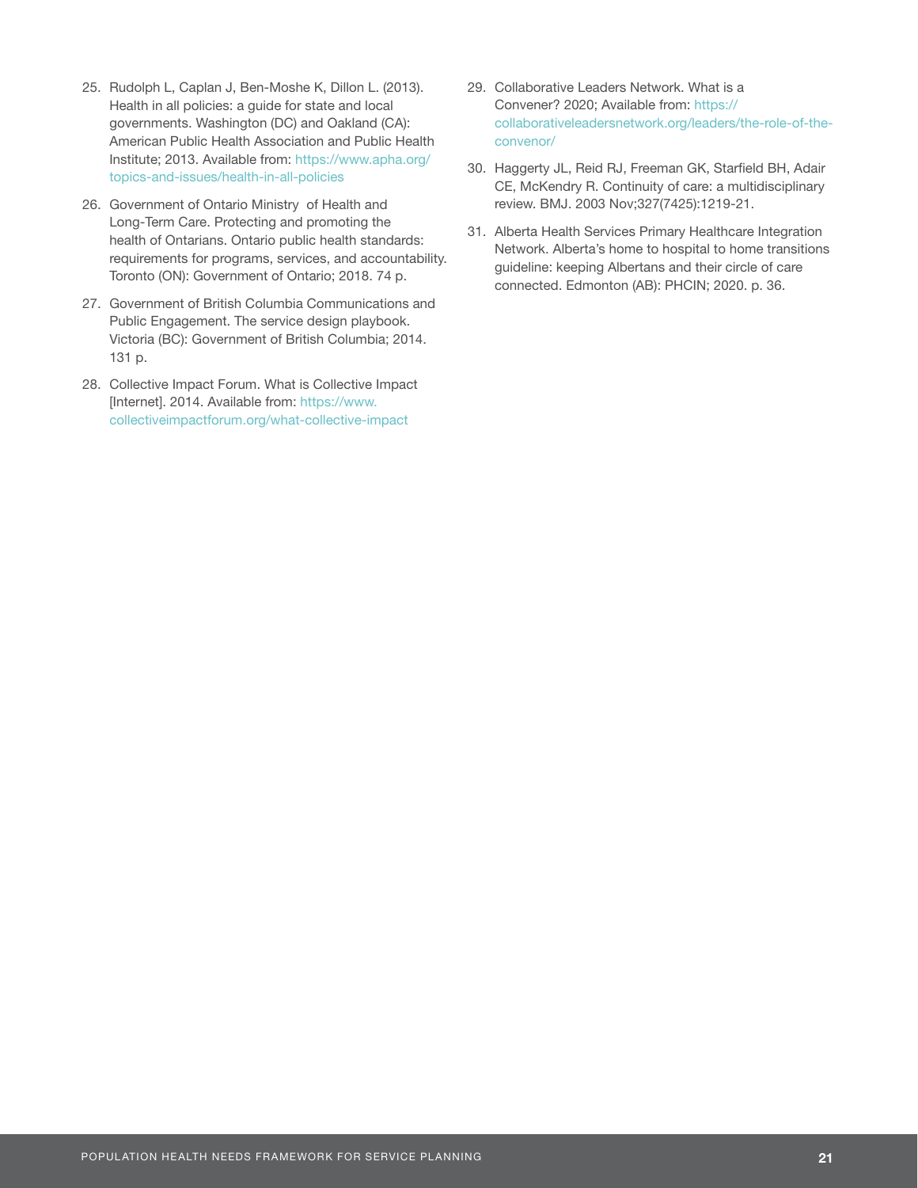25. Rudolph L, Caplan J, Ben-Moshe K, Dillon L. (2013). Health in all policies: a guide for state and local governments. Washington (DC) and Oakland (CA): American Public Health Association and Public Health Institute; 2013. Available from: https://www.apha.org/topics-and-issues/health-in-all-policies
26. Government of Ontario Ministry of Health and Long-Term Care. Protecting and promoting the health of Ontarians. Ontario public health standards: requirements for programs, services, and accountability. Toronto (ON): Government of Ontario; 2018. 74 p.
27. Government of British Columbia Communications and Public Engagement. The service design playbook. Victoria (BC): Government of British Columbia; 2014. 131 p.
28. Collective Impact Forum. What is Collective Impact [Internet]. 2014. Available from: https://www.collectiveimpactforum.org/what-collective-impact
29. Collaborative Leaders Network. What is a Convener? 2020; Available from: https://collaborativeleadersnetwork.org/leaders/the-role-of-the-convenor/
30. Haggerty JL, Reid RJ, Freeman GK, Starfield BH, Adair CE, McKendry R. Continuity of care: a multidisciplinary review. BMJ. 2003 Nov;327(7425):1219-21.
31. Alberta Health Services Primary Healthcare Integration Network. Alberta's home to hospital to home transitions guideline: keeping Albertans and their circle of care connected. Edmonton (AB): PHCIN; 2020. p. 36.